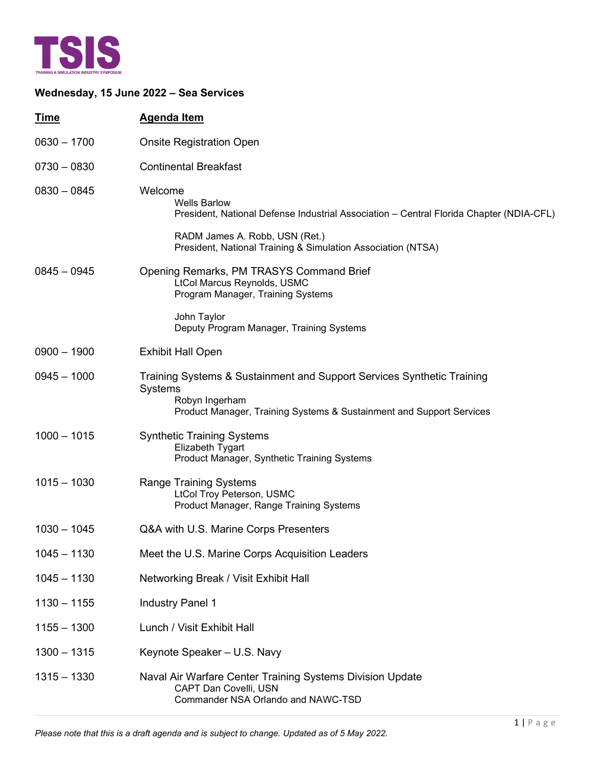# TSIS

TRAINING & SIMULATION INDUSTRY SYMPOSIUM

## Wednesday, 15 June 2022 – Sea Services

| Time | Agenda Item |
|---|---|
| 0630 – 1700 | Onsite Registration Open |
| 0730 – 0830 | Continental Breakfast |
| 0830 – 0845 | Welcome<br>Wells Barlow<br>President, National Defense Industrial Association – Central Florida Chapter (NDIA-CFL)<br><br>RADM James A. Robb, USN (Ret.)<br>President, National Training & Simulation Association (NTSA) |
| 0845 – 0945 | Opening Remarks, PM TRASYS Command Brief<br>LtCol Marcus Reynolds, USMC<br>Program Manager, Training Systems<br><br>John Taylor<br>Deputy Program Manager, Training Systems |
| 0900 – 1900 | Exhibit Hall Open |
| 0945 – 1000 | Training Systems & Sustainment and Support Services Synthetic Training Systems<br>Robyn Ingerham<br>Product Manager, Training Systems & Sustainment and Support Services |
| 1000 – 1015 | Synthetic Training Systems<br>Elizabeth Tygart<br>Product Manager, Synthetic Training Systems |
| 1015 – 1030 | Range Training Systems<br>LtCol Troy Peterson, USMC<br>Product Manager, Range Training Systems |
| 1030 – 1045 | Q&A with U.S. Marine Corps Presenters |
| 1045 – 1130 | Meet the U.S. Marine Corps Acquisition Leaders |
| 1045 – 1130 | Networking Break / Visit Exhibit Hall |
| 1130 – 1155 | Industry Panel 1 |
| 1155 – 1300 | Lunch / Visit Exhibit Hall |
| 1300 – 1315 | Keynote Speaker – U.S. Navy |
| 1315 – 1330 | Naval Air Warfare Center Training Systems Division Update<br>CAPT Dan Covelli, USN<br>Commander NSA Orlando and NAWC-TSD |

*Please note that this is a draft agenda and is subject to change. Updated as of 5 May 2022.*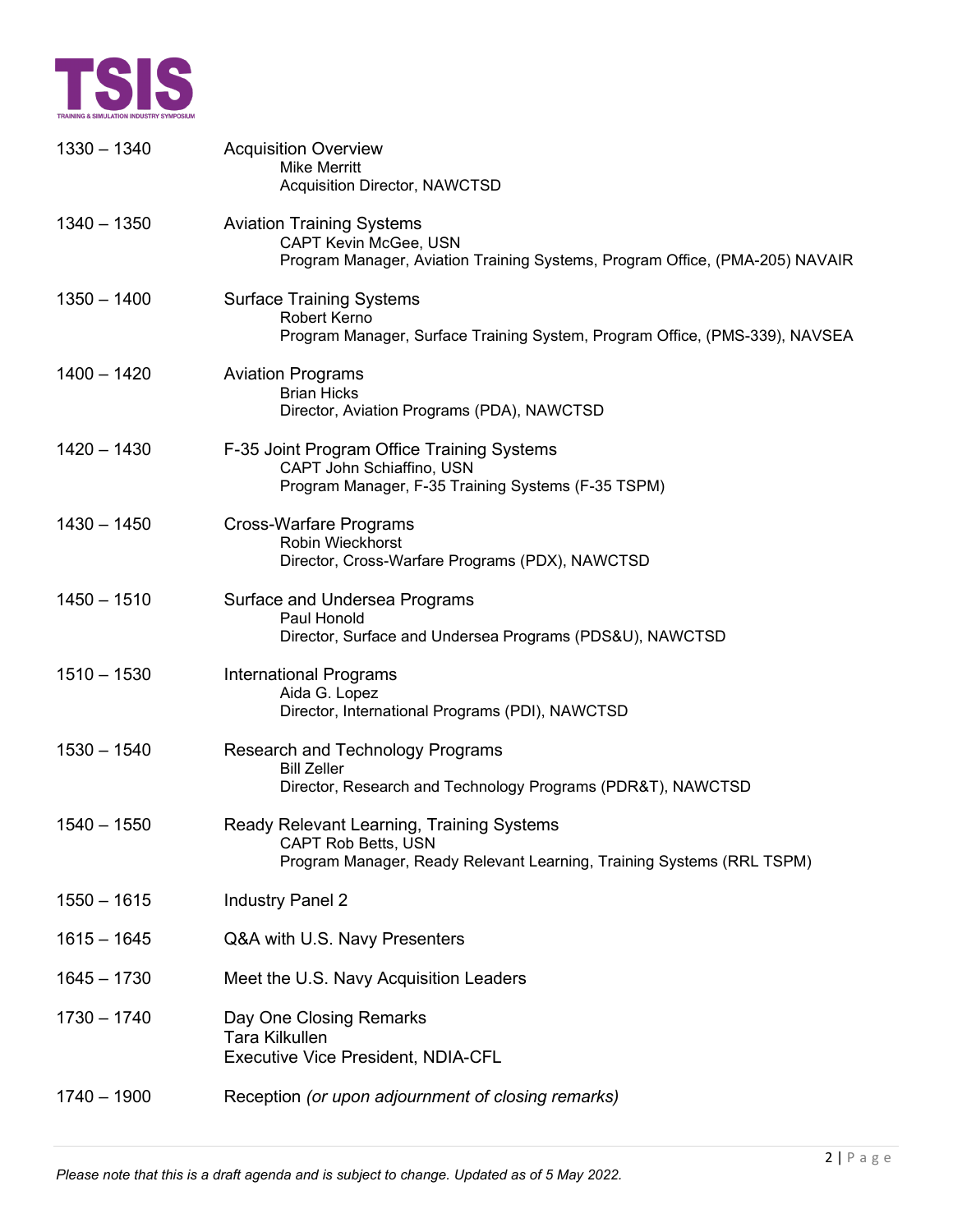| | |
|---|---|
| 1330 – 1340 | Acquisition Overview<br>Mike Merritt<br>Acquisition Director, NAWCTSD |
| 1340 – 1350 | Aviation Training Systems<br>CAPT Kevin McGee, USN<br>Program Manager, Aviation Training Systems, Program Office, (PMA-205) NAVAIR |
| 1350 – 1400 | Surface Training Systems<br>Robert Kerno<br>Program Manager, Surface Training System, Program Office, (PMS-339), NAVSEA |
| 1400 – 1420 | Aviation Programs<br>Brian Hicks<br>Director, Aviation Programs (PDA), NAWCTSD |
| 1420 – 1430 | F-35 Joint Program Office Training Systems<br>CAPT John Schiaffino, USN<br>Program Manager, F-35 Training Systems (F-35 TSPM) |
| 1430 – 1450 | Cross-Warfare Programs<br>Robin Wieckhorst<br>Director, Cross-Warfare Programs (PDX), NAWCTSD |
| 1450 – 1510 | Surface and Undersea Programs<br>Paul Honold<br>Director, Surface and Undersea Programs (PDS&U), NAWCTSD |
| 1510 – 1530 | International Programs<br>Aida G. Lopez<br>Director, International Programs (PDI), NAWCTSD |
| 1530 – 1540 | Research and Technology Programs<br>Bill Zeller<br>Director, Research and Technology Programs (PDR&T), NAWCTSD |
| 1540 – 1550 | Ready Relevant Learning, Training Systems<br>CAPT Rob Betts, USN<br>Program Manager, Ready Relevant Learning, Training Systems (RRL TSPM) |
| 1550 – 1615 | Industry Panel 2 |
| 1615 – 1645 | Q&A with U.S. Navy Presenters |
| 1645 – 1730 | Meet the U.S. Navy Acquisition Leaders |
| 1730 – 1740 | Day One Closing Remarks<br>Tara Kilkullen<br>Executive Vice President, NDIA-CFL |
| 1740 – 1900 | Reception *(or upon adjournment of closing remarks)* |

*Please note that this is a draft agenda and is subject to change. Updated as of 5 May 2022.*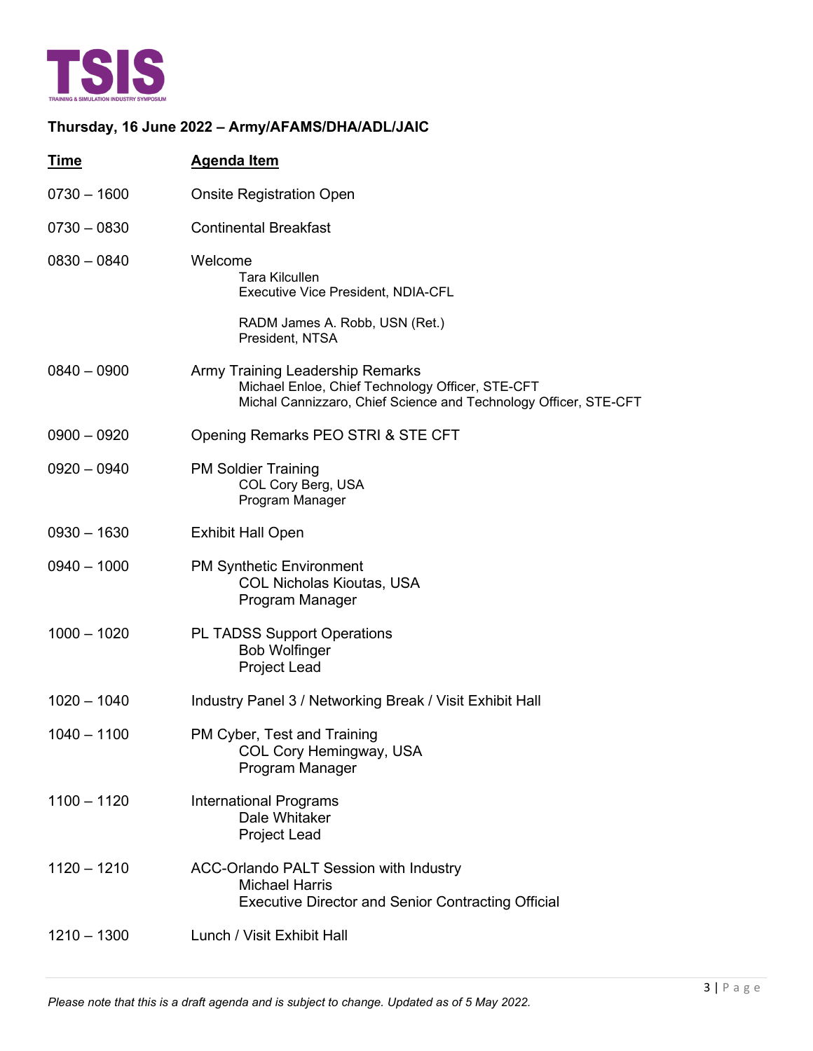**TSIS**

TRAINING & SIMULATION INDUSTRY SYMPOSIUM

## Thursday, 16 June 2022 – Army/AFAMS/DHA/ADL/JAIC

| Time | Agenda Item |
|---|---|
| 0730 – 1600 | Onsite Registration Open |
| 0730 – 0830 | Continental Breakfast |
| 0830 – 0840 | Welcome<br>Tara Kilcullen<br>Executive Vice President, NDIA-CFL<br><br>RADM James A. Robb, USN (Ret.)<br>President, NTSA |
| 0840 – 0900 | Army Training Leadership Remarks<br>Michael Enloe, Chief Technology Officer, STE-CFT<br>Michal Cannizzaro, Chief Science and Technology Officer, STE-CFT |
| 0900 – 0920 | Opening Remarks PEO STRI & STE CFT |
| 0920 – 0940 | PM Soldier Training<br>COL Cory Berg, USA<br>Program Manager |
| 0930 – 1630 | Exhibit Hall Open |
| 0940 – 1000 | PM Synthetic Environment<br>COL Nicholas Kioutas, USA<br>Program Manager |
| 1000 – 1020 | PL TADSS Support Operations<br>Bob Wolfinger<br>Project Lead |
| 1020 – 1040 | Industry Panel 3 / Networking Break / Visit Exhibit Hall |
| 1040 – 1100 | PM Cyber, Test and Training<br>COL Cory Hemingway, USA<br>Program Manager |
| 1100 – 1120 | International Programs<br>Dale Whitaker<br>Project Lead |
| 1120 – 1210 | ACC-Orlando PALT Session with Industry<br>Michael Harris<br>Executive Director and Senior Contracting Official |
| 1210 – 1300 | Lunch / Visit Exhibit Hall |

*Please note that this is a draft agenda and is subject to change. Updated as of 5 May 2022.*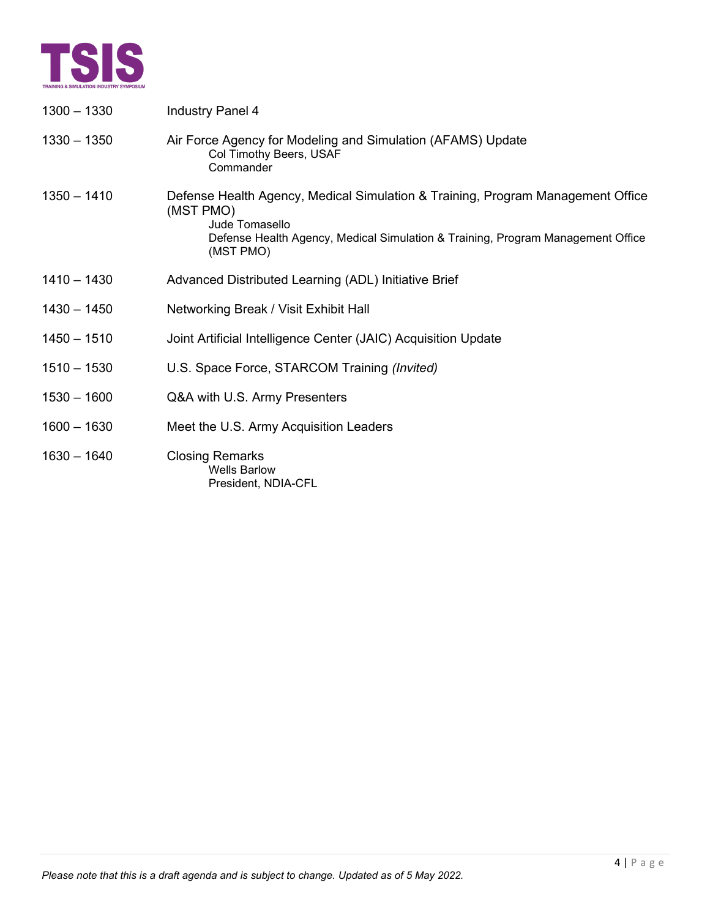| | |
|---|---|
| 1300 – 1330 | Industry Panel 4 |
| 1330 – 1350 | Air Force Agency for Modeling and Simulation (AFAMS) Update<br>Col Timothy Beers, USAF<br>Commander |
| 1350 – 1410 | Defense Health Agency, Medical Simulation & Training, Program Management Office (MST PMO)<br>Jude Tomasello<br>Defense Health Agency, Medical Simulation & Training, Program Management Office (MST PMO) |
| 1410 – 1430 | Advanced Distributed Learning (ADL) Initiative Brief |
| 1430 – 1450 | Networking Break / Visit Exhibit Hall |
| 1450 – 1510 | Joint Artificial Intelligence Center (JAIC) Acquisition Update |
| 1510 – 1530 | U.S. Space Force, STARCOM Training *(Invited)* |
| 1530 – 1600 | Q&A with U.S. Army Presenters |
| 1600 – 1630 | Meet the U.S. Army Acquisition Leaders |
| 1630 – 1640 | Closing Remarks<br>Wells Barlow<br>President, NDIA-CFL |

*Please note that this is a draft agenda and is subject to change. Updated as of 5 May 2022.*